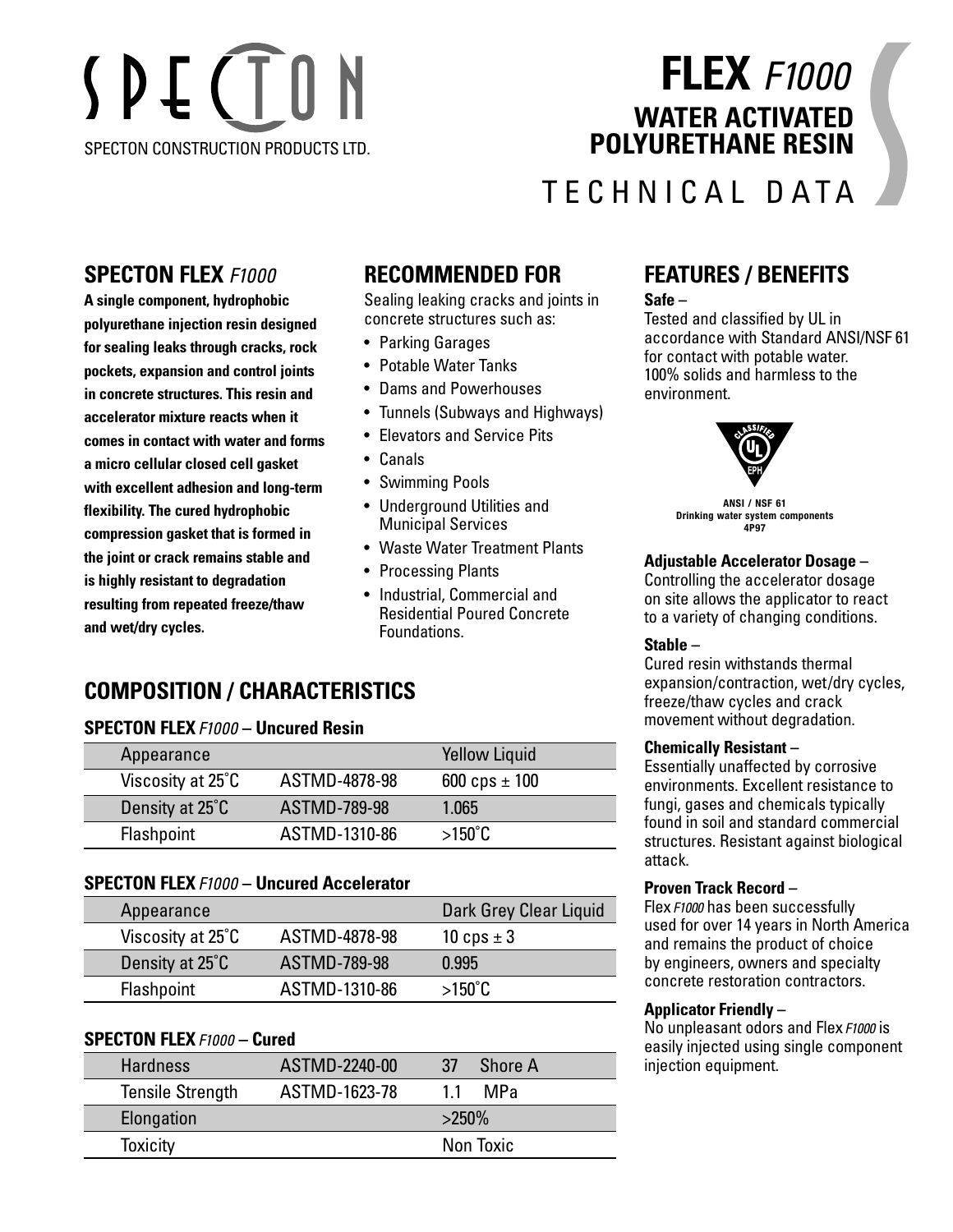# SPECTON

SPECTON CONSTRUCTION PRODUCTS LTD.

# FLEX *F1000*

## WATER ACTIVATED POLYURETHANE RESIN

TECHNICAL DATA

## SPECTON FLEX *F1000*

**A single component, hydrophobic polyurethane injection resin designed for sealing leaks through cracks, rock pockets, expansion and control joints in concrete structures. This resin and accelerator mixture reacts when it comes in contact with water and forms a micro cellular closed cell gasket with excellent adhesion and long-term flexibility. The cured hydrophobic compression gasket that is formed in the joint or crack remains stable and is highly resistant to degradation resulting from repeated freeze/thaw and wet/dry cycles.**

## RECOMMENDED FOR

Sealing leaking cracks and joints in concrete structures such as:

- Parking Garages
- Potable Water Tanks
- Dams and Powerhouses
- Tunnels (Subways and Highways)
- Elevators and Service Pits
- Canals
- Swimming Pools
- Underground Utilities and Municipal Services
- Waste Water Treatment Plants
- Processing Plants
- Industrial, Commercial and Residential Poured Concrete Foundations.

## COMPOSITION / CHARACTERISTICS

### SPECTON FLEX *F1000* – Uncured Resin

| | | |
|---|---|---|
| Appearance | | Yellow Liquid |
| Viscosity at 25˚C | ASTMD-4878-98 | 600 cps ± 100 |
| Density at 25˚C | ASTMD-789-98 | 1.065 |
| Flashpoint | ASTMD-1310-86 | >150˚C |

### SPECTON FLEX *F1000* – Uncured Accelerator

| | | |
|---|---|---|
| Appearance | | Dark Grey Clear Liquid |
| Viscosity at 25˚C | ASTMD-4878-98 | 10 cps ± 3 |
| Density at 25˚C | ASTMD-789-98 | 0.995 |
| Flashpoint | ASTMD-1310-86 | >150˚C |

### SPECTON FLEX *F1000* – Cured

| | | |
|---|---|---|
| Hardness | ASTMD-2240-00 | 37 Shore A |
| Tensile Strength | ASTMD-1623-78 | 1.1 MPa |
| Elongation | | >250% |
| Toxicity | | Non Toxic |

## FEATURES / BENEFITS

**Safe** –
Tested and classified by UL in accordance with Standard ANSI/NSF 61 for contact with potable water. 100% solids and harmless to the environment.

CLASSIFIED UL EPH

ANSI / NSF 61
Drinking water system components
4P97

**Adjustable Accelerator Dosage** –
Controlling the accelerator dosage on site allows the applicator to react to a variety of changing conditions.

**Stable** –
Cured resin withstands thermal expansion/contraction, wet/dry cycles, freeze/thaw cycles and crack movement without degradation.

**Chemically Resistant** –
Essentially unaffected by corrosive environments. Excellent resistance to fungi, gases and chemicals typically found in soil and standard commercial structures. Resistant against biological attack.

**Proven Track Record** –
Flex *F1000* has been successfully used for over 14 years in North America and remains the product of choice by engineers, owners and specialty concrete restoration contractors.

**Applicator Friendly** –
No unpleasant odors and Flex *F1000* is easily injected using single component injection equipment.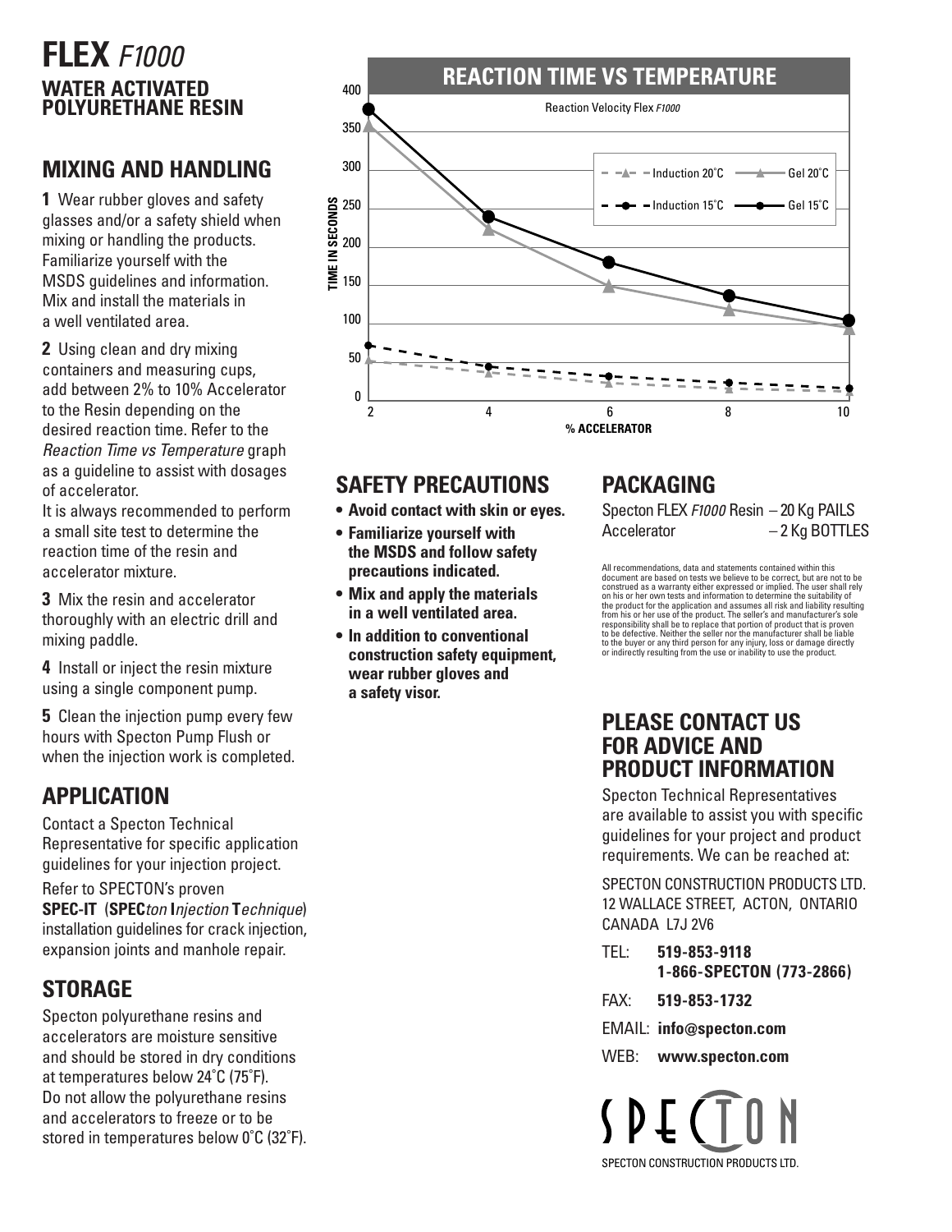# FLEX *F1000*

## WATER ACTIVATED POLYURETHANE RESIN

## MIXING AND HANDLING

**1** Wear rubber gloves and safety glasses and/or a safety shield when mixing or handling the products. Familiarize yourself with the MSDS guidelines and information. Mix and install the materials in a well ventilated area.

**2** Using clean and dry mixing containers and measuring cups, add between 2% to 10% Accelerator to the Resin depending on the desired reaction time. Refer to the *Reaction Time vs Temperature* graph as a guideline to assist with dosages of accelerator.
It is always recommended to perform a small site test to determine the reaction time of the resin and accelerator mixture.

**3** Mix the resin and accelerator thoroughly with an electric drill and mixing paddle.

**4** Install or inject the resin mixture using a single component pump.

**5** Clean the injection pump every few hours with Specton Pump Flush or when the injection work is completed.

## APPLICATION

Contact a Specton Technical Representative for specific application guidelines for your injection project.

Refer to SPECTON's proven **SPEC-IT** (**SPEC***ton* **I***njection* **T***echnique*) installation guidelines for crack injection, expansion joints and manhole repair.

## STORAGE

Specton polyurethane resins and accelerators are moisture sensitive and should be stored in dry conditions at temperatures below 24˚C (75˚F). Do not allow the polyurethane resins and accelerators to freeze or to be stored in temperatures below 0˚C (32˚F).

## REACTION TIME VS TEMPERATURE

Reaction Velocity Flex *F1000*

Induction 20˚C
Gel 20˚C
Induction 15˚C
Gel 15˚C

TIME IN SECONDS
0
50
100
150
200
250
300
350
400

% ACCELERATOR
2
4
6
8
10

## SAFETY PRECAUTIONS

- **Avoid contact with skin or eyes.**
- **Familiarize yourself with the MSDS and follow safety precautions indicated.**
- **Mix and apply the materials in a well ventilated area.**
- **In addition to conventional construction safety equipment, wear rubber gloves and a safety visor.**

## PACKAGING

Specton FLEX *F1000* Resin – 20 Kg PAILS
Accelerator – 2 Kg BOTTLES

All recommendations, data and statements contained within this document are based on tests we believe to be correct, but are not to be construed as a warranty either expressed or implied. The user shall rely on his or her own tests and information to determine the suitability of the product for the application and assumes all risk and liability resulting from his or her use of the product. The seller's and manufacturer's sole responsibility shall be to replace that portion of product that is proven to be defective. Neither the seller nor the manufacturer shall be liable to the buyer or any third person for any injury, loss or damage directly or indirectly resulting from the use or inability to use the product.

## PLEASE CONTACT US FOR ADVICE AND PRODUCT INFORMATION

Specton Technical Representatives are available to assist you with specific guidelines for your project and product requirements. We can be reached at:

SPECTON CONSTRUCTION PRODUCTS LTD.
12 WALLACE STREET, ACTON, ONTARIO
CANADA L7J 2V6

TEL: **519-853-9118**
**1-866-SPECTON (773-2866)**

FAX: **519-853-1732**

EMAIL: **info@specton.com**

WEB: **www.specton.com**

SPECTON

SPECTON CONSTRUCTION PRODUCTS LTD.